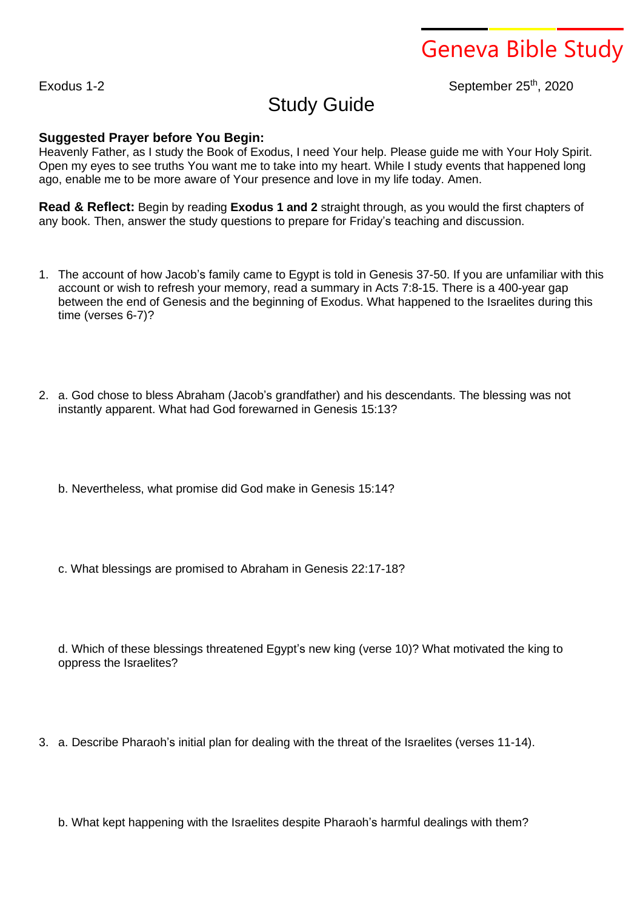# Geneva Bible Study

Exodus 1-2 September 25th, 2020

## Study Guide

**Suggested Prayer before You Begin:**
Heavenly Father, as I study the Book of Exodus, I need Your help. Please guide me with Your Holy Spirit. Open my eyes to see truths You want me to take into my heart. While I study events that happened long ago, enable me to be more aware of Your presence and love in my life today. Amen.

**Read & Reflect:** Begin by reading **Exodus 1 and 2** straight through, as you would the first chapters of any book. Then, answer the study questions to prepare for Friday's teaching and discussion.

1. The account of how Jacob's family came to Egypt is told in Genesis 37-50. If you are unfamiliar with this account or wish to refresh your memory, read a summary in Acts 7:8-15. There is a 400-year gap between the end of Genesis and the beginning of Exodus. What happened to the Israelites during this time (verses 6-7)?

2. a. God chose to bless Abraham (Jacob's grandfather) and his descendants. The blessing was not instantly apparent. What had God forewarned in Genesis 15:13?

   b. Nevertheless, what promise did God make in Genesis 15:14?

   c. What blessings are promised to Abraham in Genesis 22:17-18?

   d. Which of these blessings threatened Egypt's new king (verse 10)? What motivated the king to oppress the Israelites?

3. a. Describe Pharaoh's initial plan for dealing with the threat of the Israelites (verses 11-14).

   b. What kept happening with the Israelites despite Pharaoh's harmful dealings with them?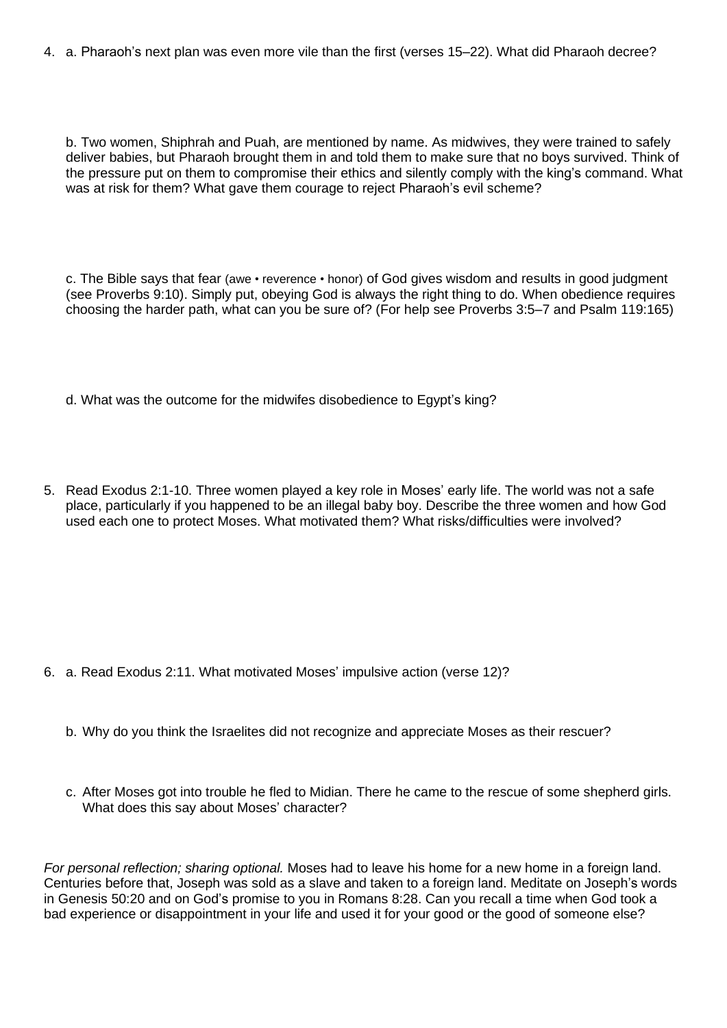4. a. Pharaoh's next plan was even more vile than the first (verses 15–22). What did Pharaoh decree?

   b. Two women, Shiphrah and Puah, are mentioned by name. As midwives, they were trained to safely deliver babies, but Pharaoh brought them in and told them to make sure that no boys survived. Think of the pressure put on them to compromise their ethics and silently comply with the king's command. What was at risk for them? What gave them courage to reject Pharaoh's evil scheme?

   c. The Bible says that fear (awe • reverence • honor) of God gives wisdom and results in good judgment (see Proverbs 9:10). Simply put, obeying God is always the right thing to do. When obedience requires choosing the harder path, what can you be sure of? (For help see Proverbs 3:5–7 and Psalm 119:165)

   d. What was the outcome for the midwifes disobedience to Egypt's king?

5. Read Exodus 2:1-10. Three women played a key role in Moses' early life. The world was not a safe place, particularly if you happened to be an illegal baby boy. Describe the three women and how God used each one to protect Moses. What motivated them? What risks/difficulties were involved?

6. a. Read Exodus 2:11. What motivated Moses' impulsive action (verse 12)?

   b. Why do you think the Israelites did not recognize and appreciate Moses as their rescuer?

   c. After Moses got into trouble he fled to Midian. There he came to the rescue of some shepherd girls. What does this say about Moses' character?

*For personal reflection; sharing optional.* Moses had to leave his home for a new home in a foreign land. Centuries before that, Joseph was sold as a slave and taken to a foreign land. Meditate on Joseph's words in Genesis 50:20 and on God's promise to you in Romans 8:28. Can you recall a time when God took a bad experience or disappointment in your life and used it for your good or the good of someone else?